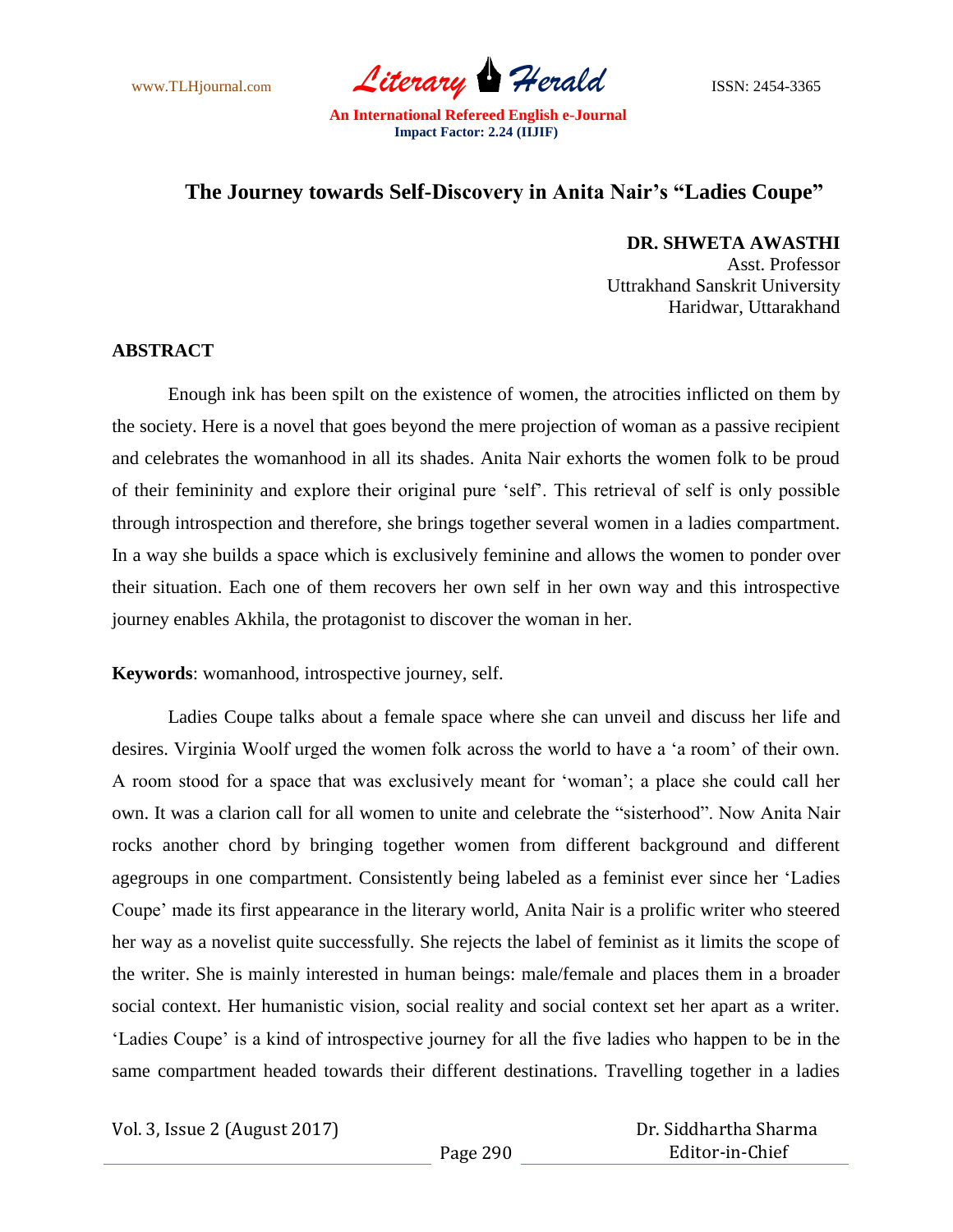# The Journey towards Self-Discovery in Anita Nair's "Ladies Coupe"

**DR. SHWETA AWASTHI**
Asst. Professor
Uttrakhand Sanskrit University
Haridwar, Uttarakhand

## ABSTRACT

Enough ink has been spilt on the existence of women, the atrocities inflicted on them by the society. Here is a novel that goes beyond the mere projection of woman as a passive recipient and celebrates the womanhood in all its shades. Anita Nair exhorts the women folk to be proud of their femininity and explore their original pure 'self'. This retrieval of self is only possible through introspection and therefore, she brings together several women in a ladies compartment. In a way she builds a space which is exclusively feminine and allows the women to ponder over their situation. Each one of them recovers her own self in her own way and this introspective journey enables Akhila, the protagonist to discover the woman in her.

**Keywords**: womanhood, introspective journey, self.

Ladies Coupe talks about a female space where she can unveil and discuss her life and desires. Virginia Woolf urged the women folk across the world to have a 'a room' of their own. A room stood for a space that was exclusively meant for 'woman'; a place she could call her own. It was a clarion call for all women to unite and celebrate the "sisterhood". Now Anita Nair rocks another chord by bringing together women from different background and different agegroups in one compartment. Consistently being labeled as a feminist ever since her 'Ladies Coupe' made its first appearance in the literary world, Anita Nair is a prolific writer who steered her way as a novelist quite successfully. She rejects the label of feminist as it limits the scope of the writer. She is mainly interested in human beings: male/female and places them in a broader social context. Her humanistic vision, social reality and social context set her apart as a writer. 'Ladies Coupe' is a kind of introspective journey for all the five ladies who happen to be in the same compartment headed towards their different destinations. Travelling together in a ladies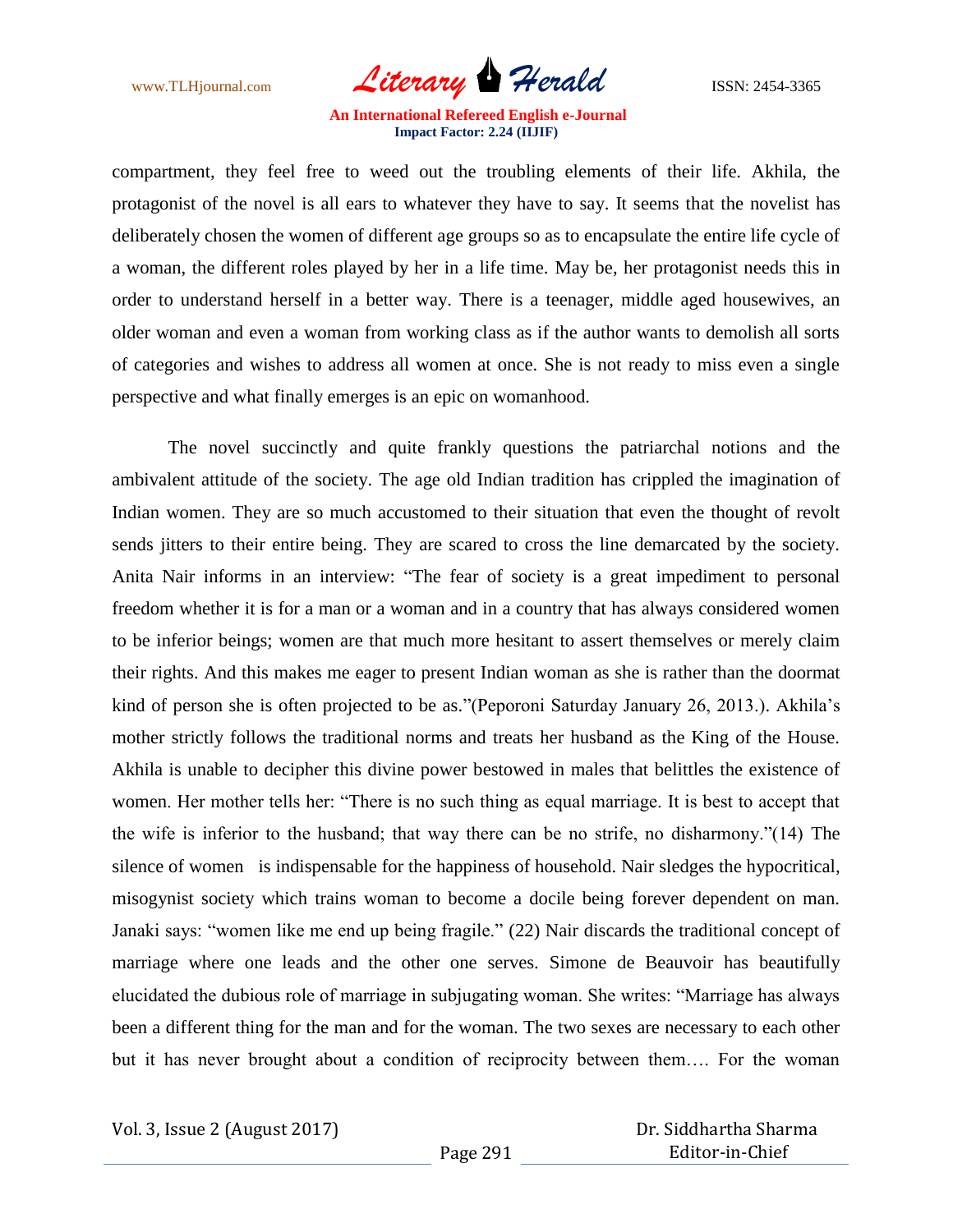compartment, they feel free to weed out the troubling elements of their life. Akhila, the protagonist of the novel is all ears to whatever they have to say. It seems that the novelist has deliberately chosen the women of different age groups so as to encapsulate the entire life cycle of a woman, the different roles played by her in a life time. May be, her protagonist needs this in order to understand herself in a better way. There is a teenager, middle aged housewives, an older woman and even a woman from working class as if the author wants to demolish all sorts of categories and wishes to address all women at once. She is not ready to miss even a single perspective and what finally emerges is an epic on womanhood.

The novel succinctly and quite frankly questions the patriarchal notions and the ambivalent attitude of the society. The age old Indian tradition has crippled the imagination of Indian women. They are so much accustomed to their situation that even the thought of revolt sends jitters to their entire being. They are scared to cross the line demarcated by the society. Anita Nair informs in an interview: "The fear of society is a great impediment to personal freedom whether it is for a man or a woman and in a country that has always considered women to be inferior beings; women are that much more hesitant to assert themselves or merely claim their rights. And this makes me eager to present Indian woman as she is rather than the doormat kind of person she is often projected to be as."(Peporoni Saturday January 26, 2013.). Akhila's mother strictly follows the traditional norms and treats her husband as the King of the House. Akhila is unable to decipher this divine power bestowed in males that belittles the existence of women. Her mother tells her: "There is no such thing as equal marriage. It is best to accept that the wife is inferior to the husband; that way there can be no strife, no disharmony."(14) The silence of women is indispensable for the happiness of household. Nair sledges the hypocritical, misogynist society which trains woman to become a docile being forever dependent on man. Janaki says: "women like me end up being fragile." (22) Nair discards the traditional concept of marriage where one leads and the other one serves. Simone de Beauvoir has beautifully elucidated the dubious role of marriage in subjugating woman. She writes: "Marriage has always been a different thing for the man and for the woman. The two sexes are necessary to each other but it has never brought about a condition of reciprocity between them…. For the woman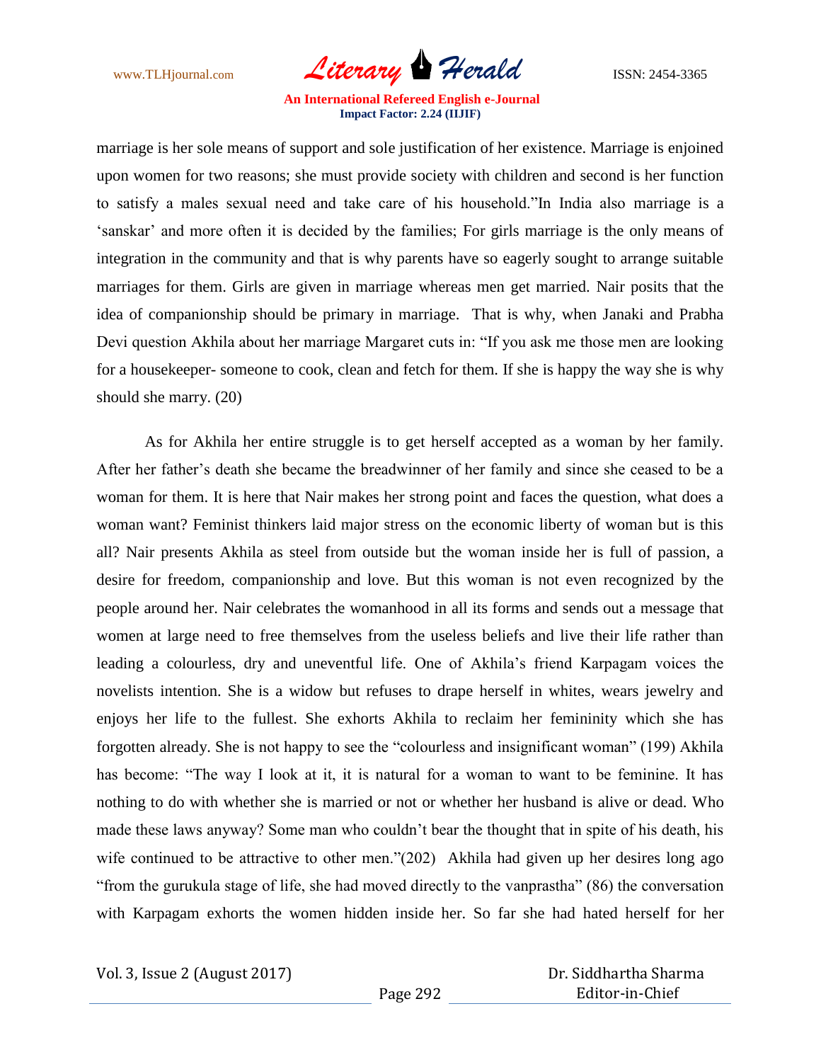marriage is her sole means of support and sole justification of her existence. Marriage is enjoined upon women for two reasons; she must provide society with children and second is her function to satisfy a males sexual need and take care of his household."In India also marriage is a 'sanskar' and more often it is decided by the families; For girls marriage is the only means of integration in the community and that is why parents have so eagerly sought to arrange suitable marriages for them. Girls are given in marriage whereas men get married. Nair posits that the idea of companionship should be primary in marriage. That is why, when Janaki and Prabha Devi question Akhila about her marriage Margaret cuts in: "If you ask me those men are looking for a housekeeper- someone to cook, clean and fetch for them. If she is happy the way she is why should she marry. (20)

As for Akhila her entire struggle is to get herself accepted as a woman by her family. After her father's death she became the breadwinner of her family and since she ceased to be a woman for them. It is here that Nair makes her strong point and faces the question, what does a woman want? Feminist thinkers laid major stress on the economic liberty of woman but is this all? Nair presents Akhila as steel from outside but the woman inside her is full of passion, a desire for freedom, companionship and love. But this woman is not even recognized by the people around her. Nair celebrates the womanhood in all its forms and sends out a message that women at large need to free themselves from the useless beliefs and live their life rather than leading a colourless, dry and uneventful life. One of Akhila's friend Karpagam voices the novelists intention. She is a widow but refuses to drape herself in whites, wears jewelry and enjoys her life to the fullest. She exhorts Akhila to reclaim her femininity which she has forgotten already. She is not happy to see the "colourless and insignificant woman" (199) Akhila has become: "The way I look at it, it is natural for a woman to want to be feminine. It has nothing to do with whether she is married or not or whether her husband is alive or dead. Who made these laws anyway? Some man who couldn't bear the thought that in spite of his death, his wife continued to be attractive to other men."(202) Akhila had given up her desires long ago "from the gurukula stage of life, she had moved directly to the vanprastha" (86) the conversation with Karpagam exhorts the women hidden inside her. So far she had hated herself for her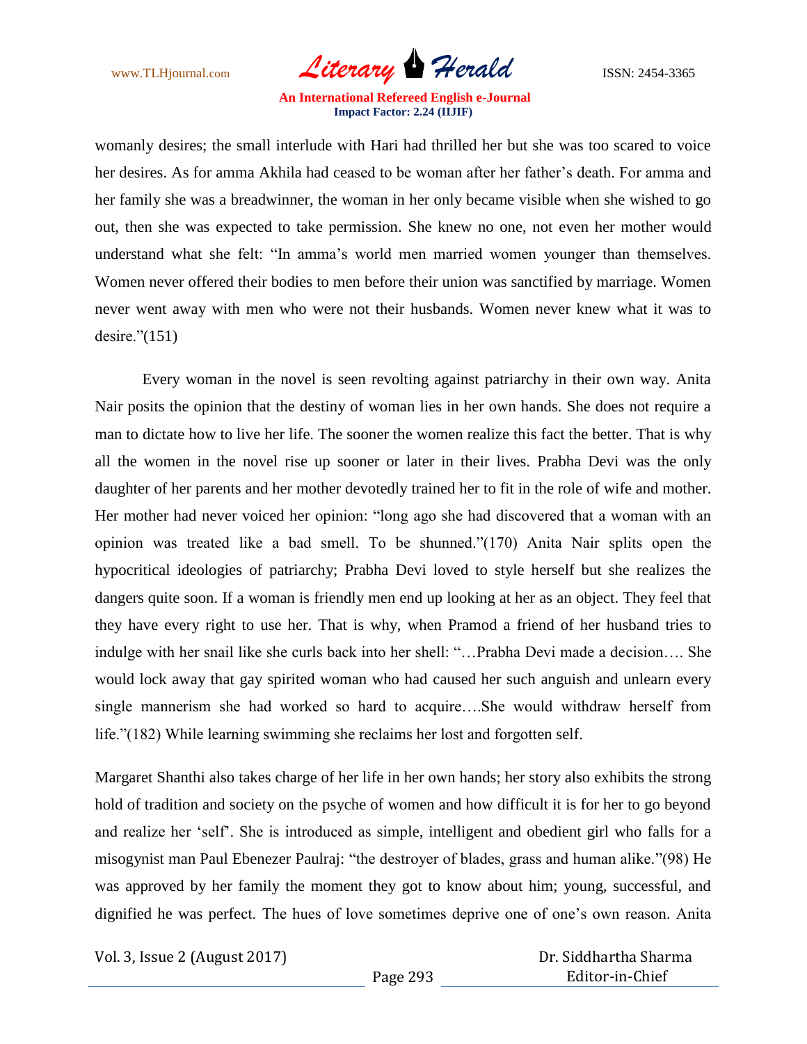womanly desires; the small interlude with Hari had thrilled her but she was too scared to voice her desires. As for amma Akhila had ceased to be woman after her father's death. For amma and her family she was a breadwinner, the woman in her only became visible when she wished to go out, then she was expected to take permission. She knew no one, not even her mother would understand what she felt: "In amma's world men married women younger than themselves. Women never offered their bodies to men before their union was sanctified by marriage. Women never went away with men who were not their husbands. Women never knew what it was to desire."(151)

Every woman in the novel is seen revolting against patriarchy in their own way. Anita Nair posits the opinion that the destiny of woman lies in her own hands. She does not require a man to dictate how to live her life. The sooner the women realize this fact the better. That is why all the women in the novel rise up sooner or later in their lives. Prabha Devi was the only daughter of her parents and her mother devotedly trained her to fit in the role of wife and mother. Her mother had never voiced her opinion: "long ago she had discovered that a woman with an opinion was treated like a bad smell. To be shunned."(170) Anita Nair splits open the hypocritical ideologies of patriarchy; Prabha Devi loved to style herself but she realizes the dangers quite soon. If a woman is friendly men end up looking at her as an object. They feel that they have every right to use her. That is why, when Pramod a friend of her husband tries to indulge with her snail like she curls back into her shell: "…Prabha Devi made a decision…. She would lock away that gay spirited woman who had caused her such anguish and unlearn every single mannerism she had worked so hard to acquire….She would withdraw herself from life."(182) While learning swimming she reclaims her lost and forgotten self.

Margaret Shanthi also takes charge of her life in her own hands; her story also exhibits the strong hold of tradition and society on the psyche of women and how difficult it is for her to go beyond and realize her 'self'. She is introduced as simple, intelligent and obedient girl who falls for a misogynist man Paul Ebenezer Paulraj: "the destroyer of blades, grass and human alike."(98) He was approved by her family the moment they got to know about him; young, successful, and dignified he was perfect. The hues of love sometimes deprive one of one's own reason. Anita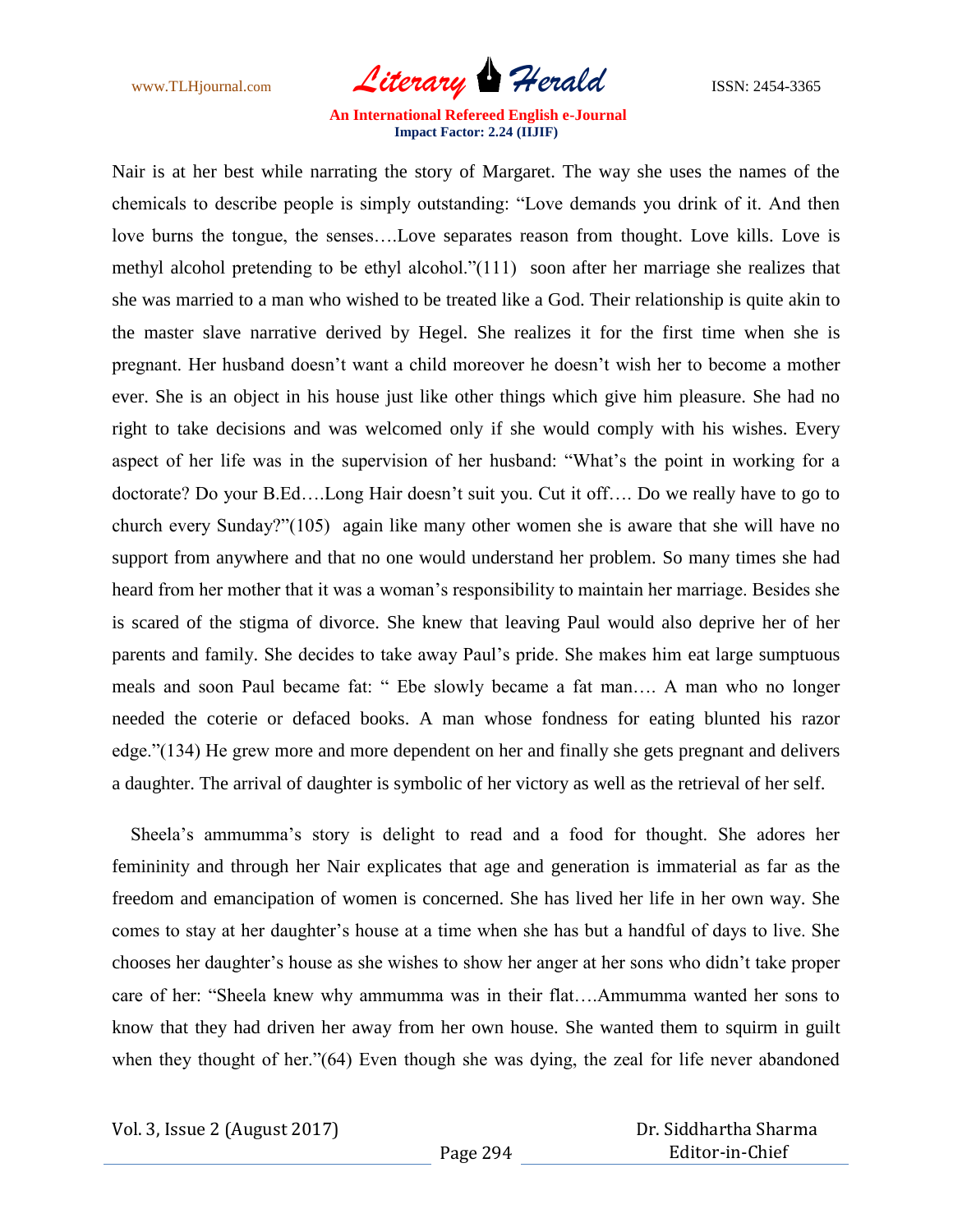Nair is at her best while narrating the story of Margaret. The way she uses the names of the chemicals to describe people is simply outstanding: "Love demands you drink of it. And then love burns the tongue, the senses….Love separates reason from thought. Love kills. Love is methyl alcohol pretending to be ethyl alcohol."(111) soon after her marriage she realizes that she was married to a man who wished to be treated like a God. Their relationship is quite akin to the master slave narrative derived by Hegel. She realizes it for the first time when she is pregnant. Her husband doesn't want a child moreover he doesn't wish her to become a mother ever. She is an object in his house just like other things which give him pleasure. She had no right to take decisions and was welcomed only if she would comply with his wishes. Every aspect of her life was in the supervision of her husband: "What's the point in working for a doctorate? Do your B.Ed….Long Hair doesn't suit you. Cut it off…. Do we really have to go to church every Sunday?"(105) again like many other women she is aware that she will have no support from anywhere and that no one would understand her problem. So many times she had heard from her mother that it was a woman's responsibility to maintain her marriage. Besides she is scared of the stigma of divorce. She knew that leaving Paul would also deprive her of her parents and family. She decides to take away Paul's pride. She makes him eat large sumptuous meals and soon Paul became fat: " Ebe slowly became a fat man…. A man who no longer needed the coterie or defaced books. A man whose fondness for eating blunted his razor edge."(134) He grew more and more dependent on her and finally she gets pregnant and delivers a daughter. The arrival of daughter is symbolic of her victory as well as the retrieval of her self.

Sheela's ammumma's story is delight to read and a food for thought. She adores her femininity and through her Nair explicates that age and generation is immaterial as far as the freedom and emancipation of women is concerned. She has lived her life in her own way. She comes to stay at her daughter's house at a time when she has but a handful of days to live. She chooses her daughter's house as she wishes to show her anger at her sons who didn't take proper care of her: "Sheela knew why ammumma was in their flat….Ammumma wanted her sons to know that they had driven her away from her own house. She wanted them to squirm in guilt when they thought of her."(64) Even though she was dying, the zeal for life never abandoned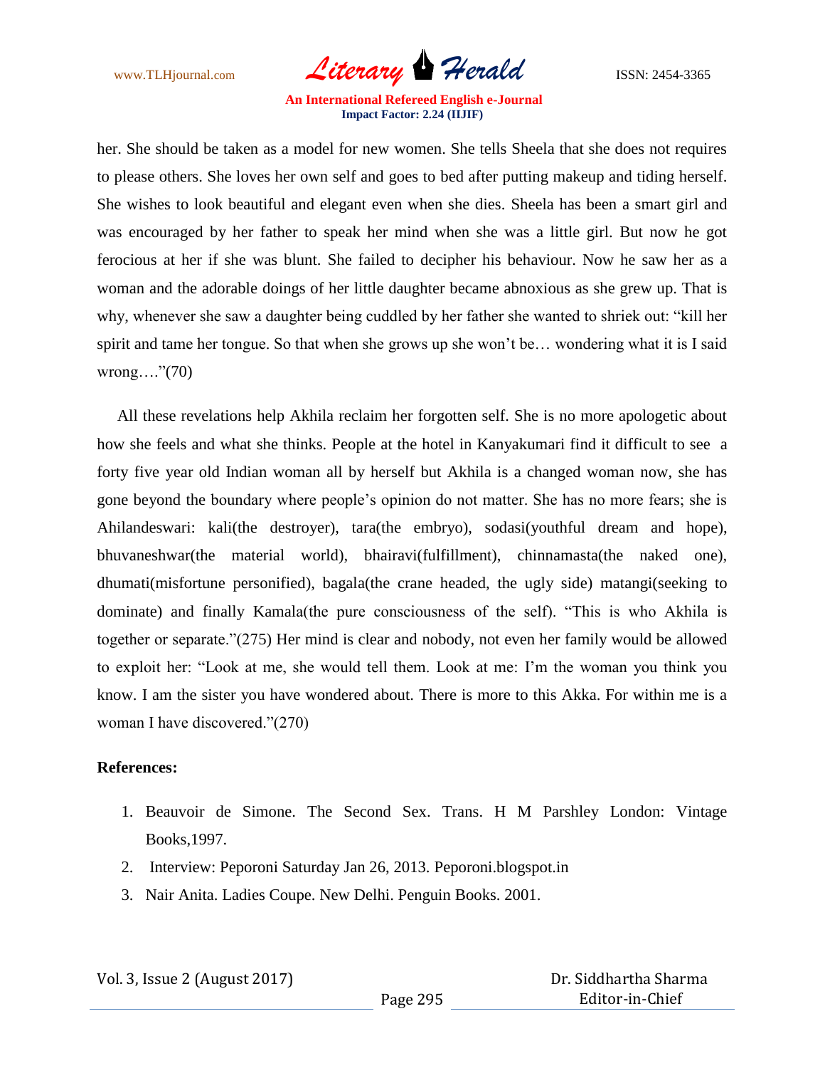her. She should be taken as a model for new women. She tells Sheela that she does not requires to please others. She loves her own self and goes to bed after putting makeup and tiding herself. She wishes to look beautiful and elegant even when she dies. Sheela has been a smart girl and was encouraged by her father to speak her mind when she was a little girl. But now he got ferocious at her if she was blunt. She failed to decipher his behaviour. Now he saw her as a woman and the adorable doings of her little daughter became abnoxious as she grew up. That is why, whenever she saw a daughter being cuddled by her father she wanted to shriek out: "kill her spirit and tame her tongue. So that when she grows up she won't be… wondering what it is I said wrong…."(70)

All these revelations help Akhila reclaim her forgotten self. She is no more apologetic about how she feels and what she thinks. People at the hotel in Kanyakumari find it difficult to see a forty five year old Indian woman all by herself but Akhila is a changed woman now, she has gone beyond the boundary where people's opinion do not matter. She has no more fears; she is Ahilandeswari: kali(the destroyer), tara(the embryo), sodasi(youthful dream and hope), bhuvaneshwar(the material world), bhairavi(fulfillment), chinnamasta(the naked one), dhumati(misfortune personified), bagala(the crane headed, the ugly side) matangi(seeking to dominate) and finally Kamala(the pure consciousness of the self). "This is who Akhila is together or separate."(275) Her mind is clear and nobody, not even her family would be allowed to exploit her: "Look at me, she would tell them. Look at me: I'm the woman you think you know. I am the sister you have wondered about. There is more to this Akka. For within me is a woman I have discovered."(270)

**References:**

1. Beauvoir de Simone. The Second Sex. Trans. H M Parshley London: Vintage Books,1997.
2. Interview: Peporoni Saturday Jan 26, 2013. Peporoni.blogspot.in
3. Nair Anita. Ladies Coupe. New Delhi. Penguin Books. 2001.